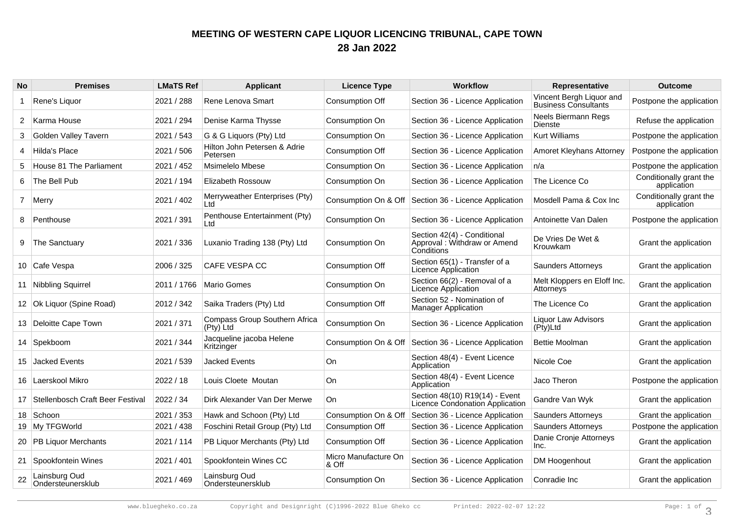# MEETING OF WESTERN CAPE LIQUOR LICENCING TRIBUNAL, CAPE TOWN
## 28 Jan 2022

| No | Premises | LMaTS Ref | Applicant | Licence Type | Workflow | Representative | Outcome |
|---|---|---|---|---|---|---|---|
| 1 | Rene's Liquor | 2021 / 288 | Rene Lenova Smart | Consumption Off | Section 36 - Licence Application | Vincent Bergh Liquor and Business Consultants | Postpone the application |
| 2 | Karma House | 2021 / 294 | Denise Karma Thysse | Consumption On | Section 36 - Licence Application | Neels Biermann Regs Dienste | Refuse the application |
| 3 | Golden Valley Tavern | 2021 / 543 | G & G Liquors (Pty) Ltd | Consumption On | Section 36 - Licence Application | Kurt Williams | Postpone the application |
| 4 | Hilda's Place | 2021 / 506 | Hilton John Petersen & Adrie Petersen | Consumption Off | Section 36 - Licence Application | Amoret Kleyhans Attorney | Postpone the application |
| 5 | House 81 The Parliament | 2021 / 452 | Msimelelo Mbese | Consumption On | Section 36 - Licence Application | n/a | Postpone the application |
| 6 | The Bell Pub | 2021 / 194 | Elizabeth Rossouw | Consumption On | Section 36 - Licence Application | The Licence Co | Conditionally grant the application |
| 7 | Merry | 2021 / 402 | Merryweather Enterprises (Pty) Ltd | Consumption On & Off | Section 36 - Licence Application | Mosdell Pama & Cox Inc | Conditionally grant the application |
| 8 | Penthouse | 2021 / 391 | Penthouse Entertainment (Pty) Ltd | Consumption On | Section 36 - Licence Application | Antoinette Van Dalen | Postpone the application |
| 9 | The Sanctuary | 2021 / 336 | Luxanio Trading 138 (Pty) Ltd | Consumption On | Section 42(4) - Conditional Approval : Withdraw or Amend Conditions | De Vries De Wet & Krouwkam | Grant the application |
| 10 | Cafe Vespa | 2006 / 325 | CAFE VESPA CC | Consumption Off | Section 65(1) - Transfer of a Licence Application | Saunders Attorneys | Grant the application |
| 11 | Nibbling Squirrel | 2011 / 1766 | Mario Gomes | Consumption On | Section 66(2) - Removal of a Licence Application | Melt Kloppers en Eloff Inc. Attorneys | Grant the application |
| 12 | Ok Liquor (Spine Road) | 2012 / 342 | Saika Traders (Pty) Ltd | Consumption Off | Section 52 - Nomination of Manager Application | The Licence Co | Grant the application |
| 13 | Deloitte Cape Town | 2021 / 371 | Compass Group Southern Africa (Pty) Ltd | Consumption On | Section 36 - Licence Application | Liquor Law Advisors (Pty)Ltd | Grant the application |
| 14 | Spekboom | 2021 / 344 | Jacqueline jacoba Helene Kritzinger | Consumption On & Off | Section 36 - Licence Application | Bettie Moolman | Grant the application |
| 15 | Jacked Events | 2021 / 539 | Jacked Events | On | Section 48(4) - Event Licence Application | Nicole Coe | Grant the application |
| 16 | Laerskool Mikro | 2022 / 18 | Louis Cloete Moutan | On | Section 48(4) - Event Licence Application | Jaco Theron | Postpone the application |
| 17 | Stellenbosch Craft Beer Festival | 2022 / 34 | Dirk Alexander Van Der Merwe | On | Section 48(10) R19(14) - Event Licence Condonation Application | Gandre Van Wyk | Grant the application |
| 18 | Schoon | 2021 / 353 | Hawk and Schoon (Pty) Ltd | Consumption On & Off | Section 36 - Licence Application | Saunders Attorneys | Grant the application |
| 19 | My TFGWorld | 2021 / 438 | Foschini Retail Group (Pty) Ltd | Consumption Off | Section 36 - Licence Application | Saunders Attorneys | Postpone the application |
| 20 | PB Liquor Merchants | 2021 / 114 | PB Liquor Merchants (Pty) Ltd | Consumption Off | Section 36 - Licence Application | Danie Cronje Attorneys Inc. | Grant the application |
| 21 | Spookfontein Wines | 2021 / 401 | Spookfontein Wines CC | Micro Manufacture On & Off | Section 36 - Licence Application | DM Hoogenhout | Grant the application |
| 22 | Lainsburg Oud Ondersteunersklub | 2021 / 469 | Lainsburg Oud Ondersteunersklub | Consumption On | Section 36 - Licence Application | Conradie Inc | Grant the application |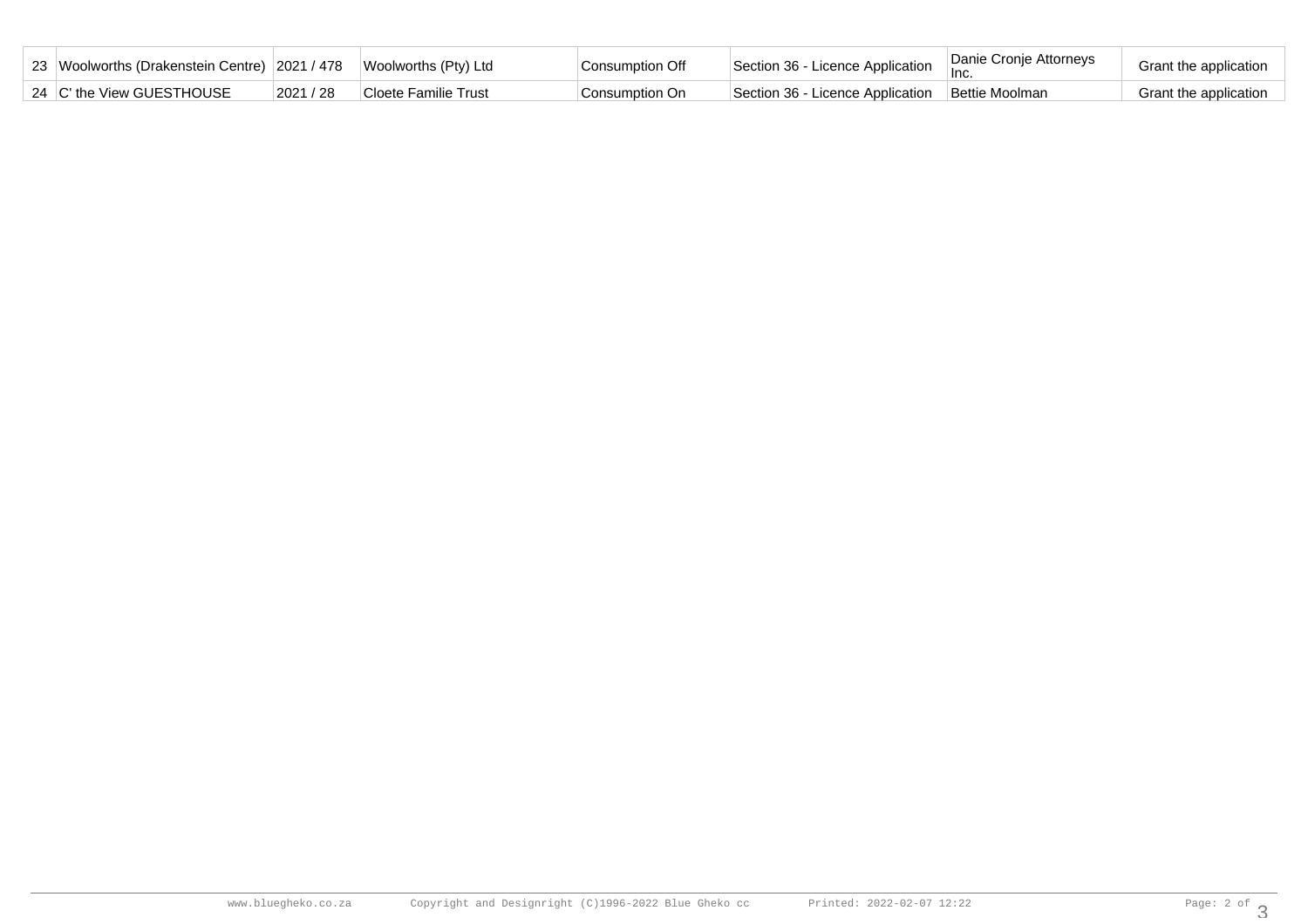| 23 | Woolworths (Drakenstein Centre) | 2021 / 478 | Woolworths (Pty) Ltd | Consumption Off | Section 36 - Licence Application | Danie Cronje Attorneys Inc. | Grant the application |
|---|---|---|---|---|---|---|---|
| 24 | C' the View GUESTHOUSE | 2021 / 28 | Cloete Familie Trust | Consumption On | Section 36 - Licence Application | Bettie Moolman | Grant the application |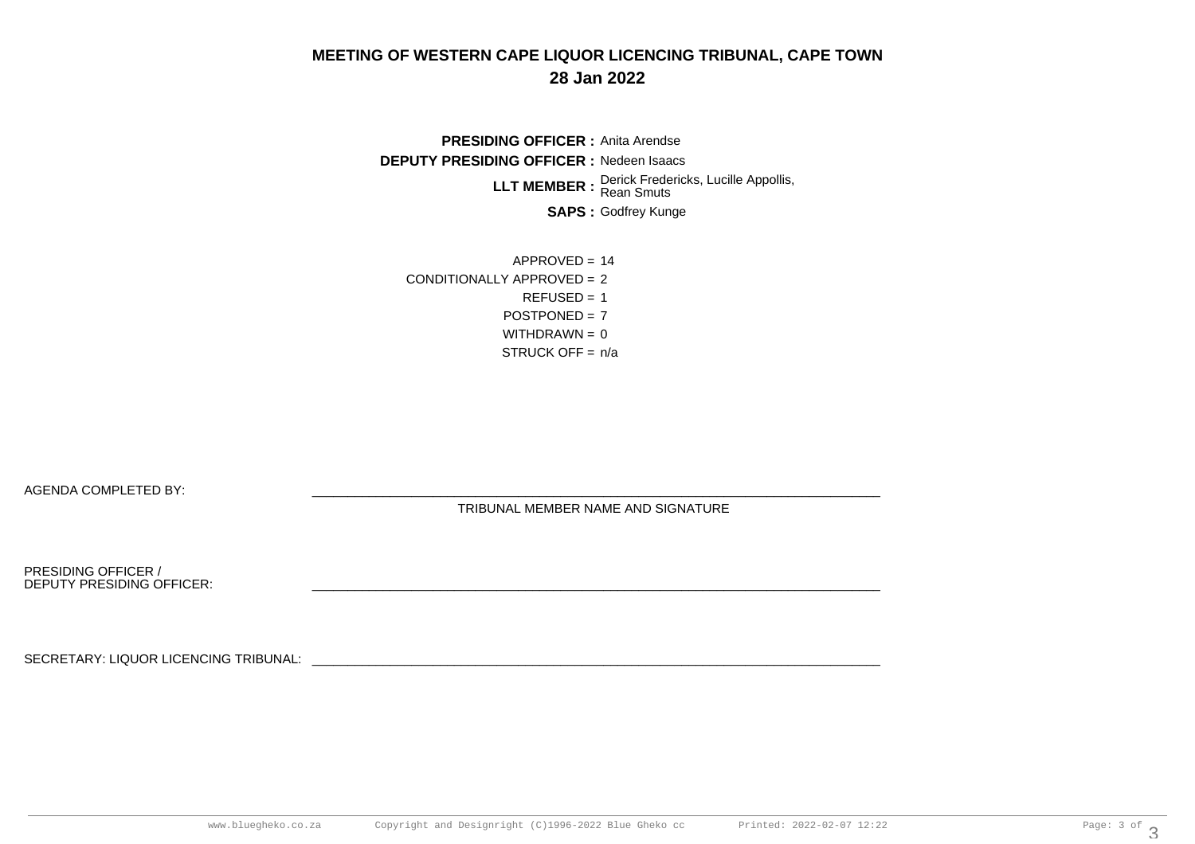# MEETING OF WESTERN CAPE LIQUOR LICENCING TRIBUNAL, CAPE TOWN

## 28 Jan 2022

**PRESIDING OFFICER :** Anita Arendse
**DEPUTY PRESIDING OFFICER :** Nedeen Isaacs
**LLT MEMBER :** Derick Fredericks, Lucille Appollis, Rean Smuts
**SAPS :** Godfrey Kunge

APPROVED = 14
CONDITIONALLY APPROVED = 2
REFUSED = 1
POSTPONED = 7
WITHDRAWN = 0
STRUCK OFF = n/a

AGENDA COMPLETED BY: ______________________________

TRIBUNAL MEMBER NAME AND SIGNATURE

PRESIDING OFFICER / DEPUTY PRESIDING OFFICER: ______________________________

SECRETARY: LIQUOR LICENCING TRIBUNAL: ______________________________